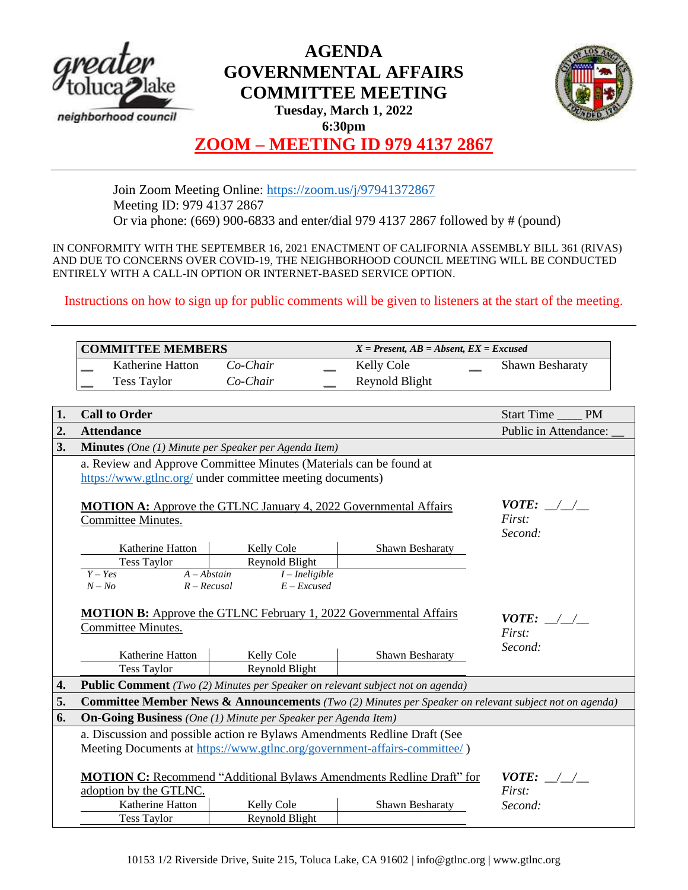# AGENDA
# GOVERNMENTAL AFFAIRS COMMITTEE MEETING

**Tuesday, March 1, 2022**
**6:30pm**

## ZOOM – MEETING ID 979 4137 2867

Join Zoom Meeting Online: https://zoom.us/j/97941372867
Meeting ID: 979 4137 2867
Or via phone: (669) 900-6833 and enter/dial 979 4137 2867 followed by # (pound)

IN CONFORMITY WITH THE SEPTEMBER 16, 2021 ENACTMENT OF CALIFORNIA ASSEMBLY BILL 361 (RIVAS) AND DUE TO CONCERNS OVER COVID-19, THE NEIGHBORHOOD COUNCIL MEETING WILL BE CONDUCTED ENTIRELY WITH A CALL-IN OPTION OR INTERNET-BASED SERVICE OPTION.

Instructions on how to sign up for public comments will be given to listeners at the start of the meeting.

| **COMMITTEE MEMBERS** | | | | | *X = Present, AB = Absent, EX = Excused* | |
|---|---|---|---|---|---|---|
| __ | Katherine Hatton | *Co-Chair* | __ | Kelly Cole | __ | Shawn Besharaty |
| __ | Tess Taylor | *Co-Chair* | __ | Reynold Blight | | |

**1. Call to Order** — Start Time ____ PM

**2. Attendance** — Public in Attendance: __

**3. Minutes** *(One (1) Minute per Speaker per Agenda Item)*

a. Review and Approve Committee Minutes (Materials can be found at https://www.gtlnc.org/ under committee meeting documents)

**MOTION A:** Approve the GTLNC January 4, 2022 Governmental Affairs Committee Minutes.

***VOTE:*** __/__/__
*First:*
*Second:*

| Katherine Hatton | Kelly Cole | Shawn Besharaty |
|---|---|---|
| Tess Taylor | Reynold Blight | |

*Y – Yes* *A – Abstain* *I – Ineligible*
*N – No* *R – Recusal* *E – Excused*

**MOTION B:** Approve the GTLNC February 1, 2022 Governmental Affairs Committee Minutes.

***VOTE:*** __/__/__
*First:*
*Second:*

| Katherine Hatton | Kelly Cole | Shawn Besharaty |
|---|---|---|
| Tess Taylor | Reynold Blight | |

**4. Public Comment** *(Two (2) Minutes per Speaker on relevant subject not on agenda)*

**5. Committee Member News & Announcements** *(Two (2) Minutes per Speaker on relevant subject not on agenda)*

**6. On-Going Business** *(One (1) Minute per Speaker per Agenda Item)*

a. Discussion and possible action re Bylaws Amendments Redline Draft (See Meeting Documents at https://www.gtlnc.org/government-affairs-committee/ )

**MOTION C:** Recommend "Additional Bylaws Amendments Redline Draft" for adoption by the GTLNC.

***VOTE:*** __/__/__
*First:*
*Second:*

| Katherine Hatton | Kelly Cole | Shawn Besharaty |
|---|---|---|
| Tess Taylor | Reynold Blight | |

10153 1/2 Riverside Drive, Suite 215, Toluca Lake, CA 91602 | info@gtlnc.org | www.gtlnc.org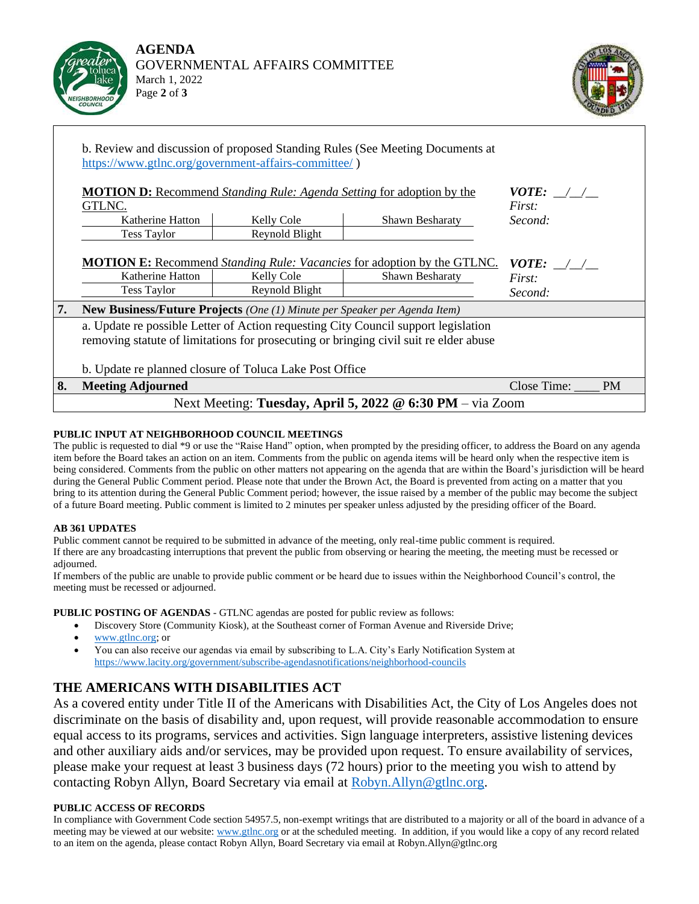b. Review and discussion of proposed Standing Rules (See Meeting Documents at https://www.gtlnc.org/government-affairs-committee/ )

**MOTION D:** Recommend *Standing Rule: Agenda Setting* for adoption by the GTLNC.

| | | | |
|---|---|---|---|
| Katherine Hatton | Kelly Cole | Shawn Besharaty | ***VOTE:*** __/__/__ |
| Tess Taylor | Reynold Blight | | *First:* |
| | | | *Second:* |

**MOTION E:** Recommend *Standing Rule: Vacancies* for adoption by the GTLNC.

| | | | |
|---|---|---|---|
| Katherine Hatton | Kelly Cole | Shawn Besharaty | ***VOTE:*** __/__/__ |
| Tess Taylor | Reynold Blight | | *First:* |
| | | | *Second:* |

**7. New Business/Future Projects** *(One (1) Minute per Speaker per Agenda Item)*

a. Update re possible Letter of Action requesting City Council support legislation removing statute of limitations for prosecuting or bringing civil suit re elder abuse

b. Update re planned closure of Toluca Lake Post Office

**8. Meeting Adjourned** Close Time: ____ PM

Next Meeting: **Tuesday, April 5, 2022 @ 6:30 PM** – via Zoom

**PUBLIC INPUT AT NEIGHBORHOOD COUNCIL MEETINGS**

The public is requested to dial *9 or use the "Raise Hand" option, when prompted by the presiding officer, to address the Board on any agenda item before the Board takes an action on an item. Comments from the public on agenda items will be heard only when the respective item is being considered. Comments from the public on other matters not appearing on the agenda that are within the Board's jurisdiction will be heard during the General Public Comment period. Please note that under the Brown Act, the Board is prevented from acting on a matter that you bring to its attention during the General Public Comment period; however, the issue raised by a member of the public may become the subject of a future Board meeting. Public comment is limited to 2 minutes per speaker unless adjusted by the presiding officer of the Board.

**AB 361 UPDATES**

Public comment cannot be required to be submitted in advance of the meeting, only real-time public comment is required.
If there are any broadcasting interruptions that prevent the public from observing or hearing the meeting, the meeting must be recessed or adjourned.
If members of the public are unable to provide public comment or be heard due to issues within the Neighborhood Council's control, the meeting must be recessed or adjourned.

**PUBLIC POSTING OF AGENDAS** - GTLNC agendas are posted for public review as follows:

- Discovery Store (Community Kiosk), at the Southeast corner of Forman Avenue and Riverside Drive;
- www.gtlnc.org; or
- You can also receive our agendas via email by subscribing to L.A. City's Early Notification System at https://www.lacity.org/government/subscribe-agendasnotifications/neighborhood-councils

## THE AMERICANS WITH DISABILITIES ACT

As a covered entity under Title II of the Americans with Disabilities Act, the City of Los Angeles does not discriminate on the basis of disability and, upon request, will provide reasonable accommodation to ensure equal access to its programs, services and activities. Sign language interpreters, assistive listening devices and other auxiliary aids and/or services, may be provided upon request. To ensure availability of services, please make your request at least 3 business days (72 hours) prior to the meeting you wish to attend by contacting Robyn Allyn, Board Secretary via email at Robyn.Allyn@gtlnc.org.

**PUBLIC ACCESS OF RECORDS**

In compliance with Government Code section 54957.5, non-exempt writings that are distributed to a majority or all of the board in advance of a meeting may be viewed at our website: www.gtlnc.org or at the scheduled meeting. In addition, if you would like a copy of any record related to an item on the agenda, please contact Robyn Allyn, Board Secretary via email at Robyn.Allyn@gtlnc.org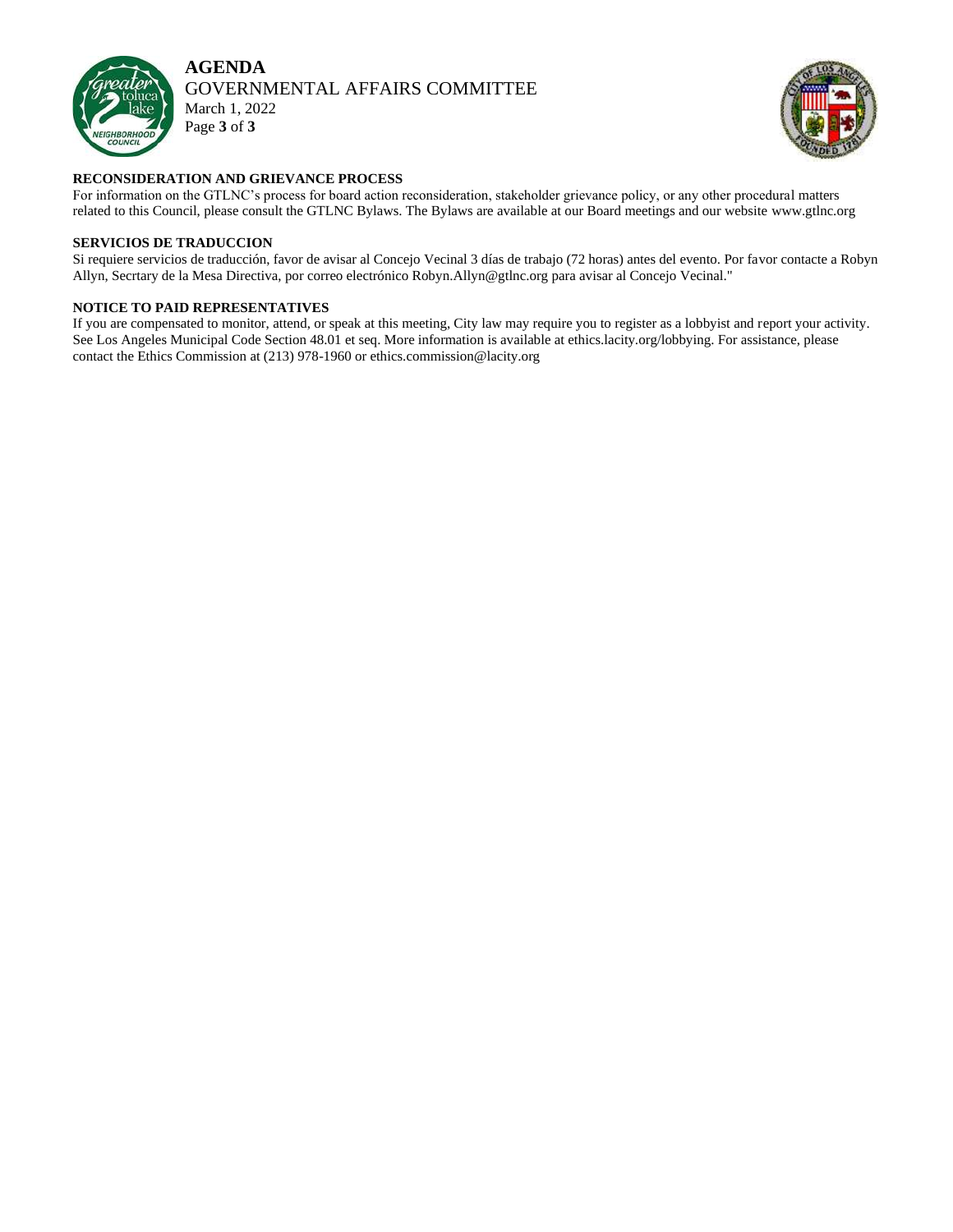**RECONSIDERATION AND GRIEVANCE PROCESS**

For information on the GTLNC's process for board action reconsideration, stakeholder grievance policy, or any other procedural matters related to this Council, please consult the GTLNC Bylaws. The Bylaws are available at our Board meetings and our website www.gtlnc.org

**SERVICIOS DE TRADUCCION**

Si requiere servicios de traducción, favor de avisar al Concejo Vecinal 3 días de trabajo (72 horas) antes del evento. Por favor contacte a Robyn Allyn, Secrtary de la Mesa Directiva, por correo electrónico Robyn.Allyn@gtlnc.org para avisar al Concejo Vecinal."

**NOTICE TO PAID REPRESENTATIVES**

If you are compensated to monitor, attend, or speak at this meeting, City law may require you to register as a lobbyist and report your activity. See Los Angeles Municipal Code Section 48.01 et seq. More information is available at ethics.lacity.org/lobbying. For assistance, please contact the Ethics Commission at (213) 978-1960 or ethics.commission@lacity.org